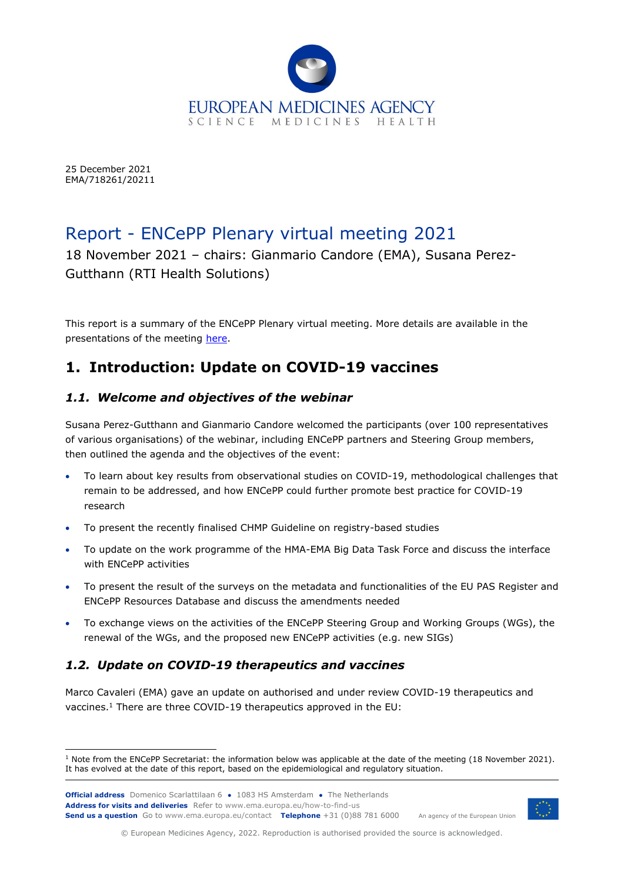25 December 2021
EMA/718261/20211

# Report - ENCePP Plenary virtual meeting 2021

18 November 2021 – chairs: Gianmario Candore (EMA), Susana Perez-Gutthann (RTI Health Solutions)

This report is a summary of the ENCePP Plenary virtual meeting. More details are available in the presentations of the meeting here.

## 1. Introduction: Update on COVID-19 vaccines

### *1.1. Welcome and objectives of the webinar*

Susana Perez-Gutthann and Gianmario Candore welcomed the participants (over 100 representatives of various organisations) of the webinar, including ENCePP partners and Steering Group members, then outlined the agenda and the objectives of the event:

- To learn about key results from observational studies on COVID-19, methodological challenges that remain to be addressed, and how ENCePP could further promote best practice for COVID-19 research
- To present the recently finalised CHMP Guideline on registry-based studies
- To update on the work programme of the HMA-EMA Big Data Task Force and discuss the interface with ENCePP activities
- To present the result of the surveys on the metadata and functionalities of the EU PAS Register and ENCePP Resources Database and discuss the amendments needed
- To exchange views on the activities of the ENCePP Steering Group and Working Groups (WGs), the renewal of the WGs, and the proposed new ENCePP activities (e.g. new SIGs)

### *1.2. Update on COVID-19 therapeutics and vaccines*

Marco Cavaleri (EMA) gave an update on authorised and under review COVID-19 therapeutics and vaccines.[1] There are three COVID-19 therapeutics approved in the EU:

[1] Note from the ENCePP Secretariat: the information below was applicable at the date of the meeting (18 November 2021). It has evolved at the date of this report, based on the epidemiological and regulatory situation.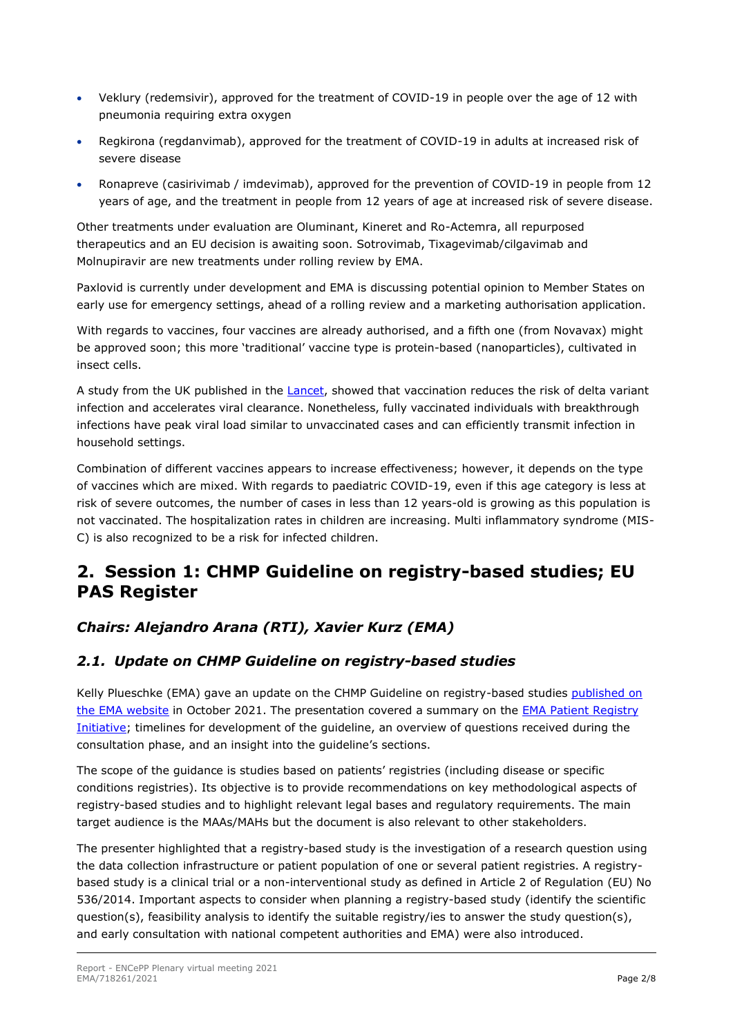- Veklury (redemsivir), approved for the treatment of COVID-19 in people over the age of 12 with pneumonia requiring extra oxygen
- Regkirona (regdanvimab), approved for the treatment of COVID-19 in adults at increased risk of severe disease
- Ronapreve (casirivimab / imdevimab), approved for the prevention of COVID-19 in people from 12 years of age, and the treatment in people from 12 years of age at increased risk of severe disease.

Other treatments under evaluation are Oluminant, Kineret and Ro-Actemra, all repurposed therapeutics and an EU decision is awaiting soon. Sotrovimab, Tixagevimab/cilgavimab and Molnupiravir are new treatments under rolling review by EMA.

Paxlovid is currently under development and EMA is discussing potential opinion to Member States on early use for emergency settings, ahead of a rolling review and a marketing authorisation application.

With regards to vaccines, four vaccines are already authorised, and a fifth one (from Novavax) might be approved soon; this more 'traditional' vaccine type is protein-based (nanoparticles), cultivated in insect cells.

A study from the UK published in the Lancet, showed that vaccination reduces the risk of delta variant infection and accelerates viral clearance. Nonetheless, fully vaccinated individuals with breakthrough infections have peak viral load similar to unvaccinated cases and can efficiently transmit infection in household settings.

Combination of different vaccines appears to increase effectiveness; however, it depends on the type of vaccines which are mixed. With regards to paediatric COVID-19, even if this age category is less at risk of severe outcomes, the number of cases in less than 12 years-old is growing as this population is not vaccinated. The hospitalization rates in children are increasing. Multi inflammatory syndrome (MIS-C) is also recognized to be a risk for infected children.

## 2. Session 1: CHMP Guideline on registry-based studies; EU PAS Register

### *Chairs: Alejandro Arana (RTI), Xavier Kurz (EMA)*

### *2.1. Update on CHMP Guideline on registry-based studies*

Kelly Plueschke (EMA) gave an update on the CHMP Guideline on registry-based studies published on the EMA website in October 2021. The presentation covered a summary on the EMA Patient Registry Initiative; timelines for development of the guideline, an overview of questions received during the consultation phase, and an insight into the guideline's sections.

The scope of the guidance is studies based on patients' registries (including disease or specific conditions registries). Its objective is to provide recommendations on key methodological aspects of registry-based studies and to highlight relevant legal bases and regulatory requirements. The main target audience is the MAAs/MAHs but the document is also relevant to other stakeholders.

The presenter highlighted that a registry-based study is the investigation of a research question using the data collection infrastructure or patient population of one or several patient registries. A registry-based study is a clinical trial or a non-interventional study as defined in Article 2 of Regulation (EU) No 536/2014. Important aspects to consider when planning a registry-based study (identify the scientific question(s), feasibility analysis to identify the suitable registry/ies to answer the study question(s), and early consultation with national competent authorities and EMA) were also introduced.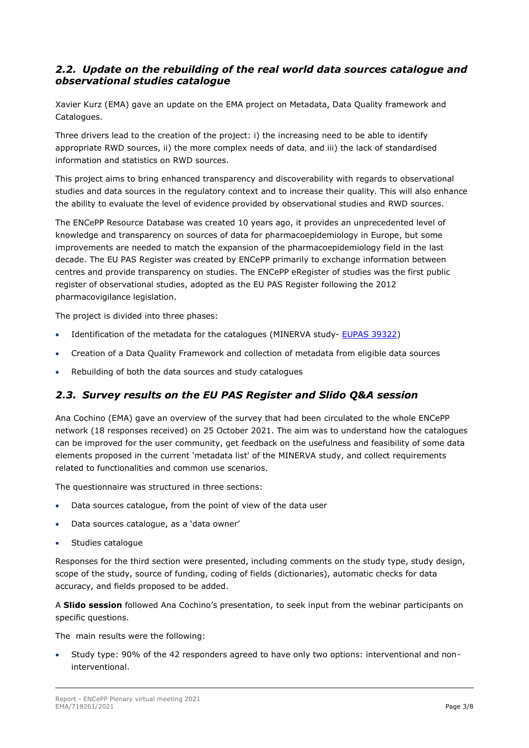## *2.2. Update on the rebuilding of the real world data sources catalogue and observational studies catalogue*

Xavier Kurz (EMA) gave an update on the EMA project on Metadata, Data Quality framework and Catalogues.

Three drivers lead to the creation of the project: i) the increasing need to be able to identify appropriate RWD sources, ii) the more complex needs of data, and iii) the lack of standardised information and statistics on RWD sources.

This project aims to bring enhanced transparency and discoverability with regards to observational studies and data sources in the regulatory context and to increase their quality. This will also enhance the ability to evaluate the level of evidence provided by observational studies and RWD sources.

The ENCePP Resource Database was created 10 years ago, it provides an unprecedented level of knowledge and transparency on sources of data for pharmacoepidemiology in Europe, but some improvements are needed to match the expansion of the pharmacoepidemiology field in the last decade. The EU PAS Register was created by ENCePP primarily to exchange information between centres and provide transparency on studies. The ENCePP eRegister of studies was the first public register of observational studies, adopted as the EU PAS Register following the 2012 pharmacovigilance legislation.

The project is divided into three phases:

- Identification of the metadata for the catalogues (MINERVA study- EUPAS 39322)
- Creation of a Data Quality Framework and collection of metadata from eligible data sources
- Rebuilding of both the data sources and study catalogues

## *2.3. Survey results on the EU PAS Register and Slido Q&A session*

Ana Cochino (EMA) gave an overview of the survey that had been circulated to the whole ENCePP network (18 responses received) on 25 October 2021. The aim was to understand how the catalogues can be improved for the user community, get feedback on the usefulness and feasibility of some data elements proposed in the current 'metadata list' of the MINERVA study, and collect requirements related to functionalities and common use scenarios.

The questionnaire was structured in three sections:

- Data sources catalogue, from the point of view of the data user
- Data sources catalogue, as a 'data owner'
- Studies catalogue

Responses for the third section were presented, including comments on the study type, study design, scope of the study, source of funding, coding of fields (dictionaries), automatic checks for data accuracy, and fields proposed to be added.

A **Slido session** followed Ana Cochino's presentation, to seek input from the webinar participants on specific questions.

The main results were the following:

- Study type: 90% of the 42 responders agreed to have only two options: interventional and non-interventional.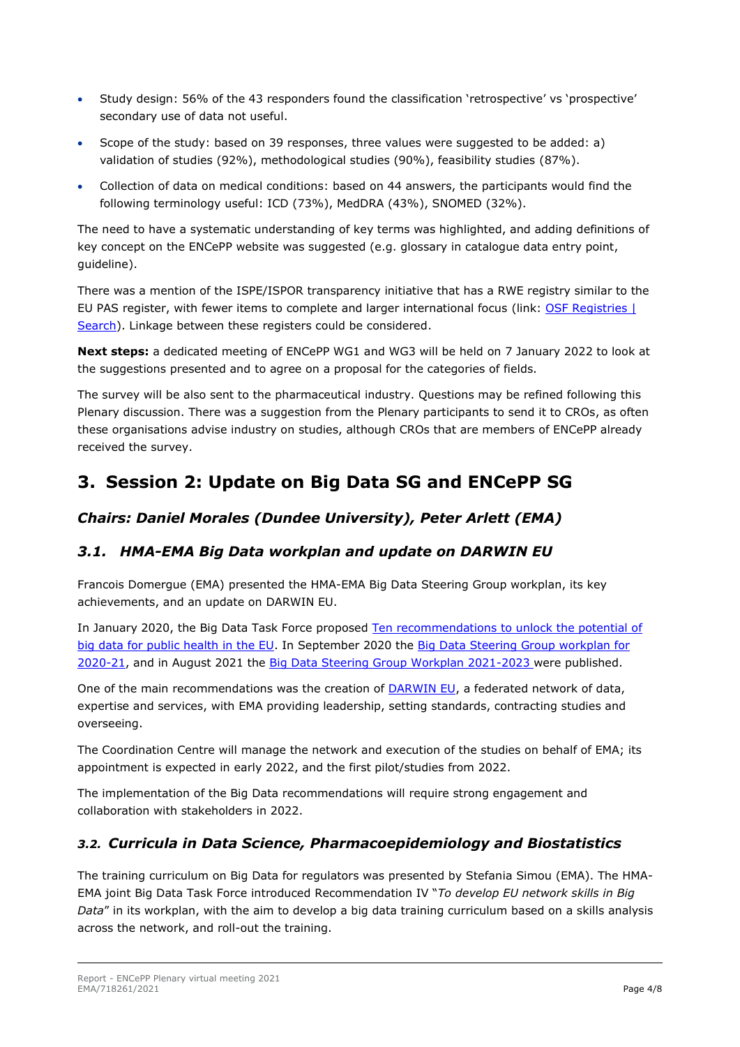- Study design: 56% of the 43 responders found the classification 'retrospective' vs 'prospective' secondary use of data not useful.
- Scope of the study: based on 39 responses, three values were suggested to be added: a) validation of studies (92%), methodological studies (90%), feasibility studies (87%).
- Collection of data on medical conditions: based on 44 answers, the participants would find the following terminology useful: ICD (73%), MedDRA (43%), SNOMED (32%).

The need to have a systematic understanding of key terms was highlighted, and adding definitions of key concept on the ENCePP website was suggested (e.g. glossary in catalogue data entry point, guideline).

There was a mention of the ISPE/ISPOR transparency initiative that has a RWE registry similar to the EU PAS register, with fewer items to complete and larger international focus (link: [OSF Registries | Search]()). Linkage between these registers could be considered.

**Next steps:** a dedicated meeting of ENCePP WG1 and WG3 will be held on 7 January 2022 to look at the suggestions presented and to agree on a proposal for the categories of fields.

The survey will be also sent to the pharmaceutical industry. Questions may be refined following this Plenary discussion. There was a suggestion from the Plenary participants to send it to CROs, as often these organisations advise industry on studies, although CROs that are members of ENCePP already received the survey.

# 3. Session 2: Update on Big Data SG and ENCePP SG

### *Chairs: Daniel Morales (Dundee University), Peter Arlett (EMA)*

## *3.1. HMA-EMA Big Data workplan and update on DARWIN EU*

Francois Domergue (EMA) presented the HMA-EMA Big Data Steering Group workplan, its key achievements, and an update on DARWIN EU.

In January 2020, the Big Data Task Force proposed [Ten recommendations to unlock the potential of big data for public health in the EU](). In September 2020 the [Big Data Steering Group workplan for 2020-21](), and in August 2021 the [Big Data Steering Group Workplan 2021-2023]() were published.

One of the main recommendations was the creation of [DARWIN EU](), a federated network of data, expertise and services, with EMA providing leadership, setting standards, contracting studies and overseeing.

The Coordination Centre will manage the network and execution of the studies on behalf of EMA; its appointment is expected in early 2022, and the first pilot/studies from 2022.

The implementation of the Big Data recommendations will require strong engagement and collaboration with stakeholders in 2022.

## *3.2. Curricula in Data Science, Pharmacoepidemiology and Biostatistics*

The training curriculum on Big Data for regulators was presented by Stefania Simou (EMA). The HMA-EMA joint Big Data Task Force introduced Recommendation IV "*To develop EU network skills in Big Data*" in its workplan, with the aim to develop a big data training curriculum based on a skills analysis across the network, and roll-out the training.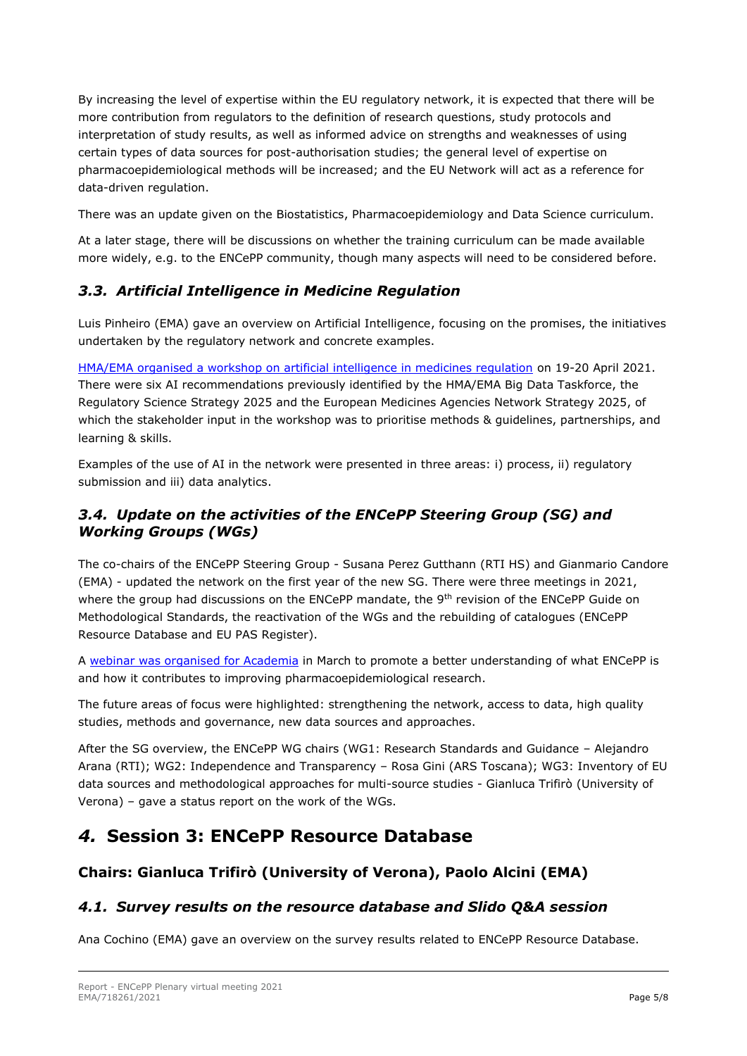By increasing the level of expertise within the EU regulatory network, it is expected that there will be more contribution from regulators to the definition of research questions, study protocols and interpretation of study results, as well as informed advice on strengths and weaknesses of using certain types of data sources for post-authorisation studies; the general level of expertise on pharmacoepidemiological methods will be increased; and the EU Network will act as a reference for data-driven regulation.

There was an update given on the Biostatistics, Pharmacoepidemiology and Data Science curriculum.

At a later stage, there will be discussions on whether the training curriculum can be made available more widely, e.g. to the ENCePP community, though many aspects will need to be considered before.

### *3.3. Artificial Intelligence in Medicine Regulation*

Luis Pinheiro (EMA) gave an overview on Artificial Intelligence, focusing on the promises, the initiatives undertaken by the regulatory network and concrete examples.

HMA/EMA organised a workshop on artificial intelligence in medicines regulation on 19-20 April 2021. There were six AI recommendations previously identified by the HMA/EMA Big Data Taskforce, the Regulatory Science Strategy 2025 and the European Medicines Agencies Network Strategy 2025, of which the stakeholder input in the workshop was to prioritise methods & guidelines, partnerships, and learning & skills.

Examples of the use of AI in the network were presented in three areas: i) process, ii) regulatory submission and iii) data analytics.

### *3.4. Update on the activities of the ENCePP Steering Group (SG) and Working Groups (WGs)*

The co-chairs of the ENCePP Steering Group - Susana Perez Gutthann (RTI HS) and Gianmario Candore (EMA) - updated the network on the first year of the new SG. There were three meetings in 2021, where the group had discussions on the ENCePP mandate, the 9th revision of the ENCePP Guide on Methodological Standards, the reactivation of the WGs and the rebuilding of catalogues (ENCePP Resource Database and EU PAS Register).

A webinar was organised for Academia in March to promote a better understanding of what ENCePP is and how it contributes to improving pharmacoepidemiological research.

The future areas of focus were highlighted: strengthening the network, access to data, high quality studies, methods and governance, new data sources and approaches.

After the SG overview, the ENCePP WG chairs (WG1: Research Standards and Guidance – Alejandro Arana (RTI); WG2: Independence and Transparency – Rosa Gini (ARS Toscana); WG3: Inventory of EU data sources and methodological approaches for multi-source studies - Gianluca Trifirò (University of Verona) – gave a status report on the work of the WGs.

## *4.* Session 3: ENCePP Resource Database

### Chairs: Gianluca Trifirò (University of Verona), Paolo Alcini (EMA)

### *4.1. Survey results on the resource database and Slido Q&A session*

Ana Cochino (EMA) gave an overview on the survey results related to ENCePP Resource Database.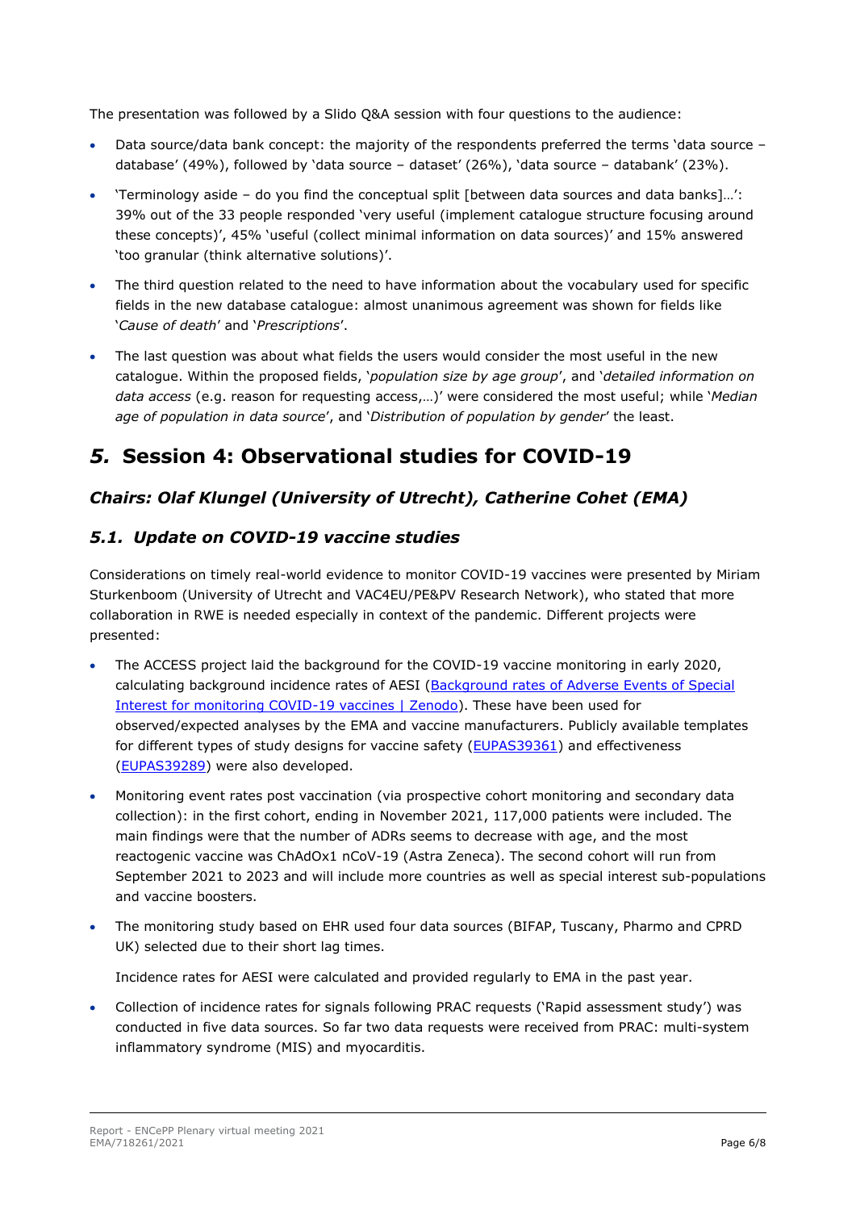The presentation was followed by a Slido Q&A session with four questions to the audience:

- Data source/data bank concept: the majority of the respondents preferred the terms 'data source – database' (49%), followed by 'data source – dataset' (26%), 'data source – databank' (23%).
- 'Terminology aside – do you find the conceptual split [between data sources and data banks]…': 39% out of the 33 people responded 'very useful (implement catalogue structure focusing around these concepts)', 45% 'useful (collect minimal information on data sources)' and 15% answered 'too granular (think alternative solutions)'.
- The third question related to the need to have information about the vocabulary used for specific fields in the new database catalogue: almost unanimous agreement was shown for fields like '*Cause of death*' and '*Prescriptions*'.
- The last question was about what fields the users would consider the most useful in the new catalogue. Within the proposed fields, '*population size by age group*', and '*detailed information on data access* (e.g. reason for requesting access,…)' were considered the most useful; while '*Median age of population in data source*', and '*Distribution of population by gender*' the least.

## *5.* Session 4: Observational studies for COVID-19

### *Chairs: Olaf Klungel (University of Utrecht), Catherine Cohet (EMA)*

### *5.1. Update on COVID-19 vaccine studies*

Considerations on timely real-world evidence to monitor COVID-19 vaccines were presented by Miriam Sturkenboom (University of Utrecht and VAC4EU/PE&PV Research Network), who stated that more collaboration in RWE is needed especially in context of the pandemic. Different projects were presented:

- The ACCESS project laid the background for the COVID-19 vaccine monitoring in early 2020, calculating background incidence rates of AESI (Background rates of Adverse Events of Special Interest for monitoring COVID-19 vaccines | Zenodo). These have been used for observed/expected analyses by the EMA and vaccine manufacturers. Publicly available templates for different types of study designs for vaccine safety (EUPAS39361) and effectiveness (EUPAS39289) were also developed.
- Monitoring event rates post vaccination (via prospective cohort monitoring and secondary data collection): in the first cohort, ending in November 2021, 117,000 patients were included. The main findings were that the number of ADRs seems to decrease with age, and the most reactogenic vaccine was ChAdOx1 nCoV-19 (Astra Zeneca). The second cohort will run from September 2021 to 2023 and will include more countries as well as special interest sub-populations and vaccine boosters.
- The monitoring study based on EHR used four data sources (BIFAP, Tuscany, Pharmo and CPRD UK) selected due to their short lag times.

  Incidence rates for AESI were calculated and provided regularly to EMA in the past year.
- Collection of incidence rates for signals following PRAC requests ('Rapid assessment study') was conducted in five data sources. So far two data requests were received from PRAC: multi-system inflammatory syndrome (MIS) and myocarditis.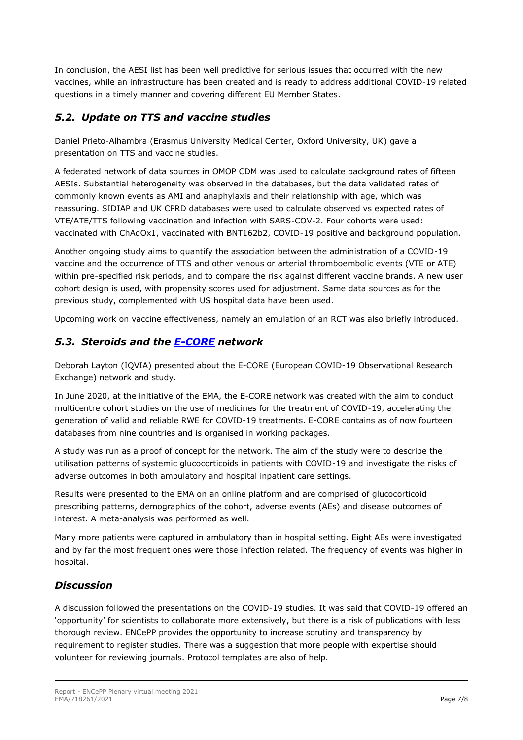In conclusion, the AESI list has been well predictive for serious issues that occurred with the new vaccines, while an infrastructure has been created and is ready to address additional COVID-19 related questions in a timely manner and covering different EU Member States.

## *5.2. Update on TTS and vaccine studies*

Daniel Prieto-Alhambra (Erasmus University Medical Center, Oxford University, UK) gave a presentation on TTS and vaccine studies.

A federated network of data sources in OMOP CDM was used to calculate background rates of fifteen AESIs. Substantial heterogeneity was observed in the databases, but the data validated rates of commonly known events as AMI and anaphylaxis and their relationship with age, which was reassuring. SIDIAP and UK CPRD databases were used to calculate observed vs expected rates of VTE/ATE/TTS following vaccination and infection with SARS-COV-2. Four cohorts were used: vaccinated with ChAdOx1, vaccinated with BNT162b2, COVID-19 positive and background population.

Another ongoing study aims to quantify the association between the administration of a COVID-19 vaccine and the occurrence of TTS and other venous or arterial thromboembolic events (VTE or ATE) within pre-specified risk periods, and to compare the risk against different vaccine brands. A new user cohort design is used, with propensity scores used for adjustment. Same data sources as for the previous study, complemented with US hospital data have been used.

Upcoming work on vaccine effectiveness, namely an emulation of an RCT was also briefly introduced.

## *5.3. Steroids and the [E-CORE] network*

Deborah Layton (IQVIA) presented about the E-CORE (European COVID-19 Observational Research Exchange) network and study.

In June 2020, at the initiative of the EMA, the E-CORE network was created with the aim to conduct multicentre cohort studies on the use of medicines for the treatment of COVID-19, accelerating the generation of valid and reliable RWE for COVID-19 treatments. E-CORE contains as of now fourteen databases from nine countries and is organised in working packages.

A study was run as a proof of concept for the network. The aim of the study were to describe the utilisation patterns of systemic glucocorticoids in patients with COVID-19 and investigate the risks of adverse outcomes in both ambulatory and hospital inpatient care settings.

Results were presented to the EMA on an online platform and are comprised of glucocorticoid prescribing patterns, demographics of the cohort, adverse events (AEs) and disease outcomes of interest. A meta-analysis was performed as well.

Many more patients were captured in ambulatory than in hospital setting. Eight AEs were investigated and by far the most frequent ones were those infection related. The frequency of events was higher in hospital.

## *Discussion*

A discussion followed the presentations on the COVID-19 studies. It was said that COVID-19 offered an 'opportunity' for scientists to collaborate more extensively, but there is a risk of publications with less thorough review. ENCePP provides the opportunity to increase scrutiny and transparency by requirement to register studies. There was a suggestion that more people with expertise should volunteer for reviewing journals. Protocol templates are also of help.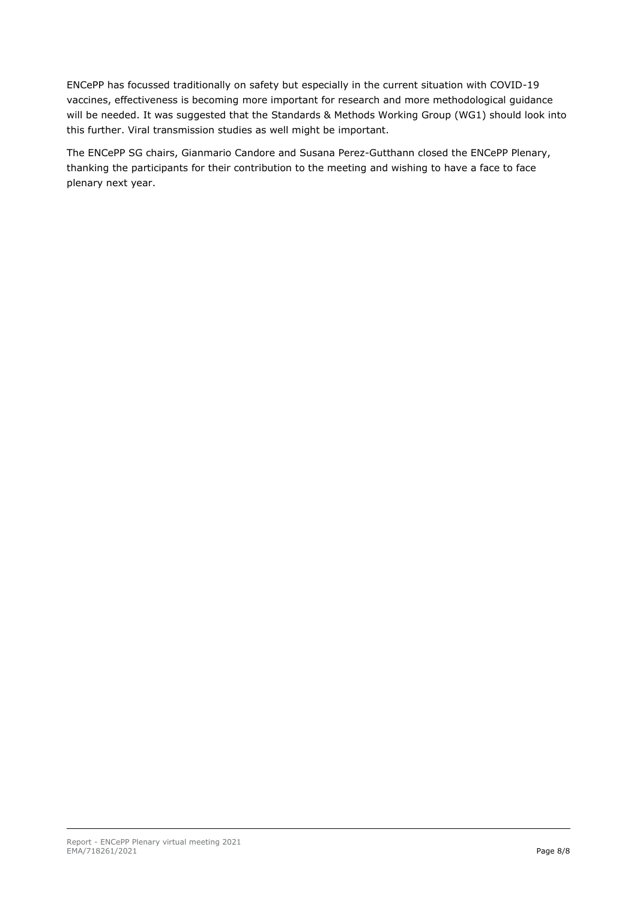ENCePP has focussed traditionally on safety but especially in the current situation with COVID-19 vaccines, effectiveness is becoming more important for research and more methodological guidance will be needed. It was suggested that the Standards & Methods Working Group (WG1) should look into this further. Viral transmission studies as well might be important.

The ENCePP SG chairs, Gianmario Candore and Susana Perez-Gutthann closed the ENCePP Plenary, thanking the participants for their contribution to the meeting and wishing to have a face to face plenary next year.